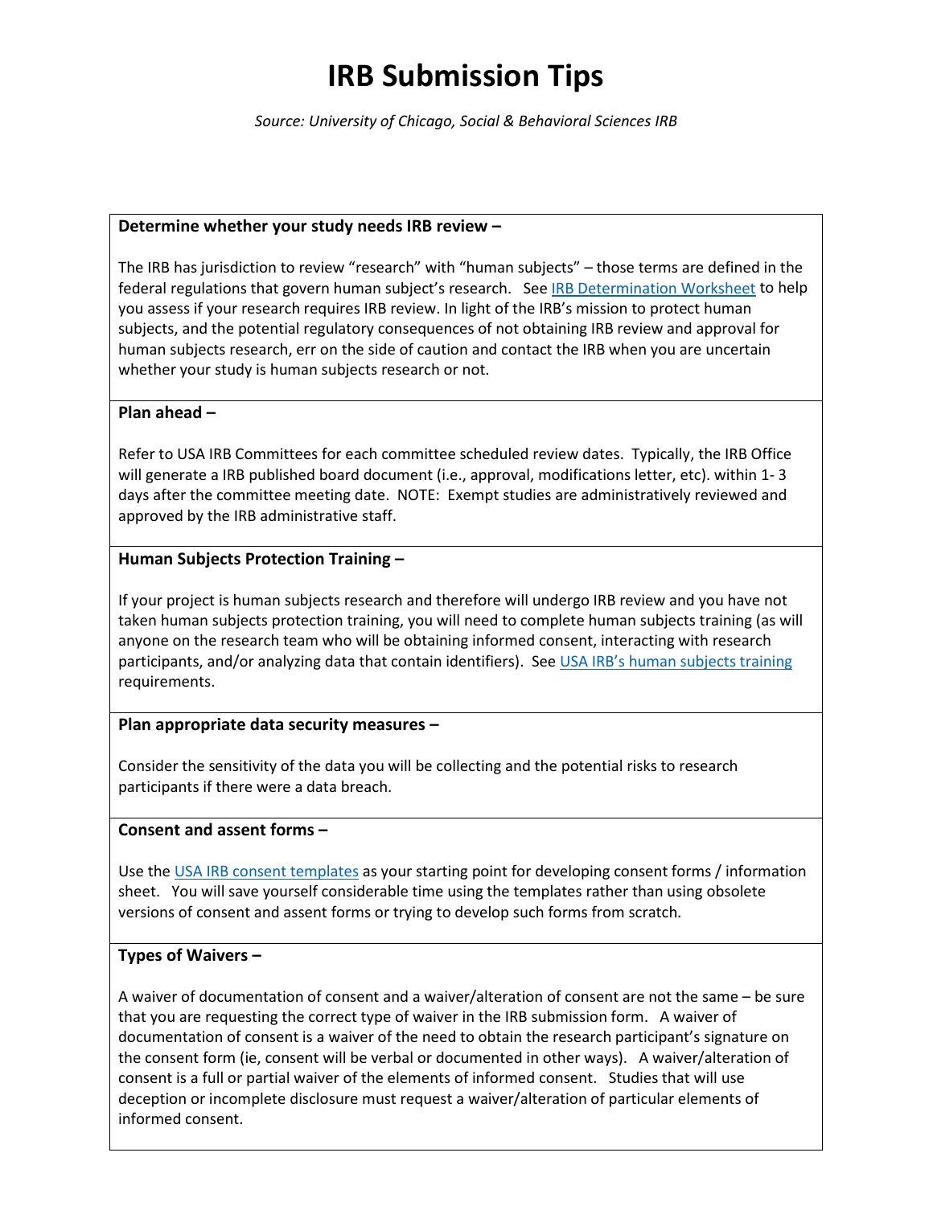# IRB Submission Tips

*Source: University of Chicago, Social & Behavioral Sciences IRB*

**Determine whether your study needs IRB review –**

The IRB has jurisdiction to review "research" with "human subjects" – those terms are defined in the federal regulations that govern human subject's research. See IRB Determination Worksheet to help you assess if your research requires IRB review. In light of the IRB's mission to protect human subjects, and the potential regulatory consequences of not obtaining IRB review and approval for human subjects research, err on the side of caution and contact the IRB when you are uncertain whether your study is human subjects research or not.

**Plan ahead –**

Refer to USA IRB Committees for each committee scheduled review dates. Typically, the IRB Office will generate a IRB published board document (i.e., approval, modifications letter, etc). within 1- 3 days after the committee meeting date. NOTE: Exempt studies are administratively reviewed and approved by the IRB administrative staff.

**Human Subjects Protection Training –**

If your project is human subjects research and therefore will undergo IRB review and you have not taken human subjects protection training, you will need to complete human subjects training (as will anyone on the research team who will be obtaining informed consent, interacting with research participants, and/or analyzing data that contain identifiers). See USA IRB's human subjects training requirements.

**Plan appropriate data security measures –**

Consider the sensitivity of the data you will be collecting and the potential risks to research participants if there were a data breach.

**Consent and assent forms –**

Use the USA IRB consent templates as your starting point for developing consent forms / information sheet. You will save yourself considerable time using the templates rather than using obsolete versions of consent and assent forms or trying to develop such forms from scratch.

**Types of Waivers –**

A waiver of documentation of consent and a waiver/alteration of consent are not the same – be sure that you are requesting the correct type of waiver in the IRB submission form. A waiver of documentation of consent is a waiver of the need to obtain the research participant's signature on the consent form (ie, consent will be verbal or documented in other ways). A waiver/alteration of consent is a full or partial waiver of the elements of informed consent. Studies that will use deception or incomplete disclosure must request a waiver/alteration of particular elements of informed consent.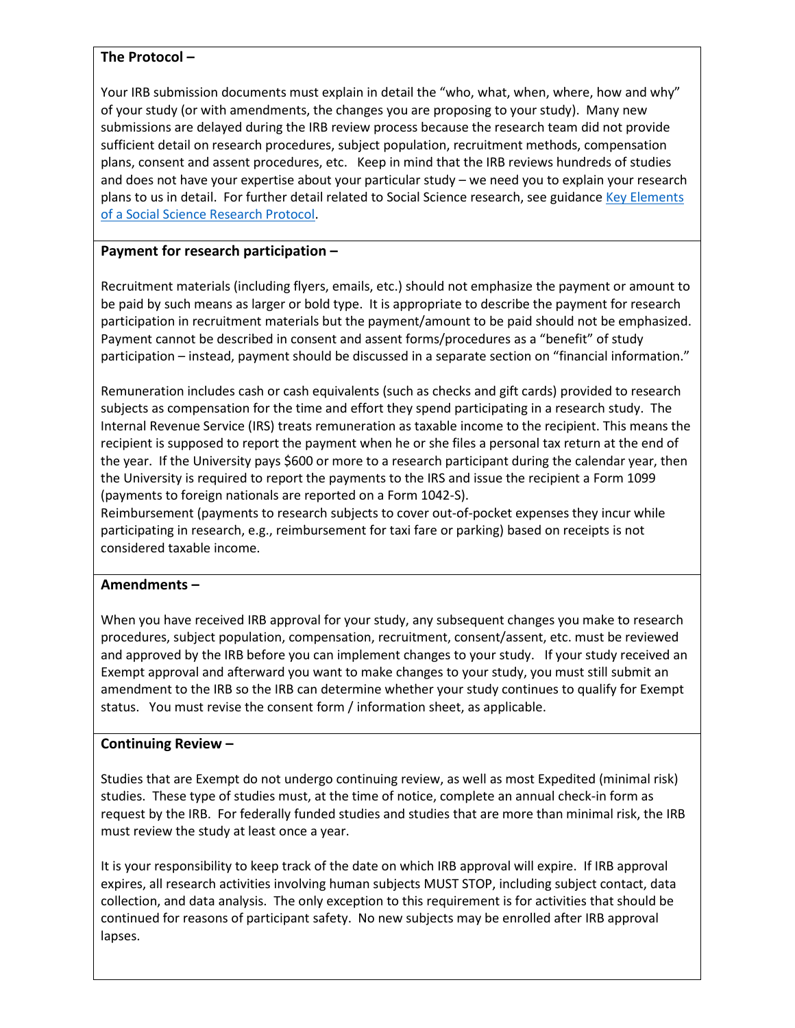**The Protocol –**

Your IRB submission documents must explain in detail the "who, what, when, where, how and why" of your study (or with amendments, the changes you are proposing to your study). Many new submissions are delayed during the IRB review process because the research team did not provide sufficient detail on research procedures, subject population, recruitment methods, compensation plans, consent and assent procedures, etc. Keep in mind that the IRB reviews hundreds of studies and does not have your expertise about your particular study – we need you to explain your research plans to us in detail. For further detail related to Social Science research, see guidance [Key Elements of a Social Science Research Protocol](Key Elements of a Social Science Research Protocol).

**Payment for research participation –**

Recruitment materials (including flyers, emails, etc.) should not emphasize the payment or amount to be paid by such means as larger or bold type. It is appropriate to describe the payment for research participation in recruitment materials but the payment/amount to be paid should not be emphasized. Payment cannot be described in consent and assent forms/procedures as a "benefit" of study participation – instead, payment should be discussed in a separate section on "financial information."

Remuneration includes cash or cash equivalents (such as checks and gift cards) provided to research subjects as compensation for the time and effort they spend participating in a research study. The Internal Revenue Service (IRS) treats remuneration as taxable income to the recipient. This means the recipient is supposed to report the payment when he or she files a personal tax return at the end of the year. If the University pays $600 or more to a research participant during the calendar year, then the University is required to report the payments to the IRS and issue the recipient a Form 1099 (payments to foreign nationals are reported on a Form 1042-S).
Reimbursement (payments to research subjects to cover out-of-pocket expenses they incur while participating in research, e.g., reimbursement for taxi fare or parking) based on receipts is not considered taxable income.

**Amendments –**

When you have received IRB approval for your study, any subsequent changes you make to research procedures, subject population, compensation, recruitment, consent/assent, etc. must be reviewed and approved by the IRB before you can implement changes to your study. If your study received an Exempt approval and afterward you want to make changes to your study, you must still submit an amendment to the IRB so the IRB can determine whether your study continues to qualify for Exempt status. You must revise the consent form / information sheet, as applicable.

**Continuing Review –**

Studies that are Exempt do not undergo continuing review, as well as most Expedited (minimal risk) studies. These type of studies must, at the time of notice, complete an annual check-in form as request by the IRB. For federally funded studies and studies that are more than minimal risk, the IRB must review the study at least once a year.

It is your responsibility to keep track of the date on which IRB approval will expire. If IRB approval expires, all research activities involving human subjects MUST STOP, including subject contact, data collection, and data analysis. The only exception to this requirement is for activities that should be continued for reasons of participant safety. No new subjects may be enrolled after IRB approval lapses.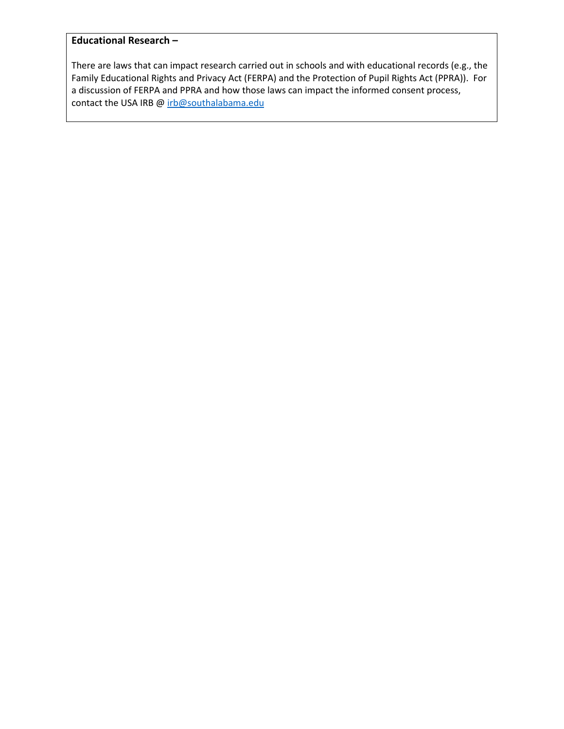**Educational Research –**

There are laws that can impact research carried out in schools and with educational records (e.g., the Family Educational Rights and Privacy Act (FERPA) and the Protection of Pupil Rights Act (PPRA)). For a discussion of FERPA and PPRA and how those laws can impact the informed consent process, contact the USA IRB @ irb@southalabama.edu